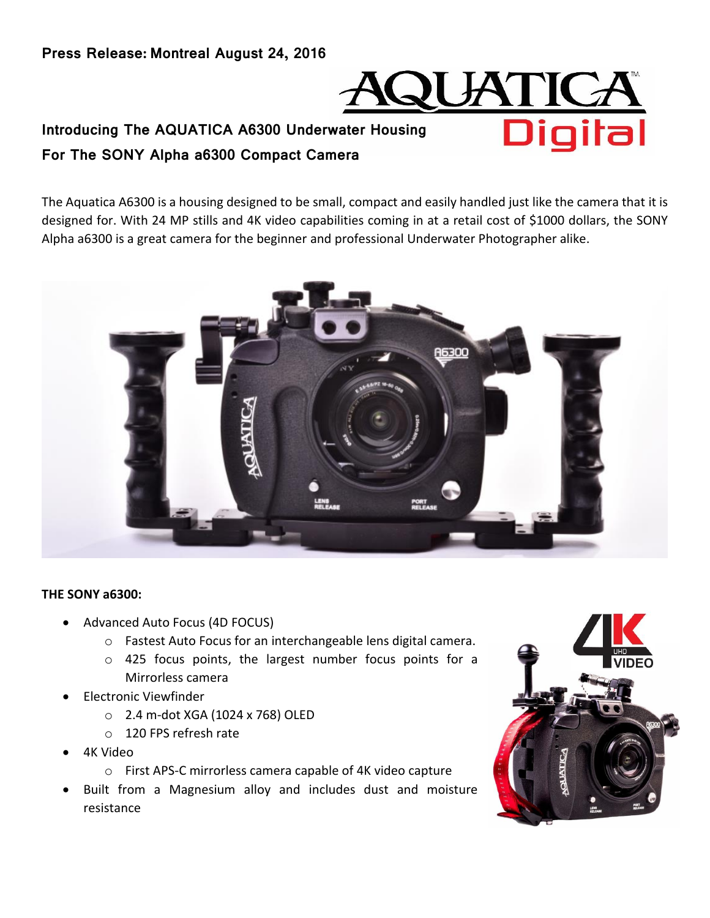**Press Release: Montreal August 24, 2016**

## Introducing The AQUATICA A6300 Underwater Housing For The SONY Alpha a6300 Compact Camera

The Aquatica A6300 is a housing designed to be small, compact and easily handled just like the camera that it is designed for. With 24 MP stills and 4K video capabilities coming in at a retail cost of $1000 dollars, the SONY Alpha a6300 is a great camera for the beginner and professional Underwater Photographer alike.

**THE SONY a6300:**

- Advanced Auto Focus (4D FOCUS)
  - Fastest Auto Focus for an interchangeable lens digital camera.
  - 425 focus points, the largest number focus points for a Mirrorless camera
- Electronic Viewfinder
  - 2.4 m-dot XGA (1024 x 768) OLED
  - 120 FPS refresh rate
- 4K Video
  - First APS-C mirrorless camera capable of 4K video capture
- Built from a Magnesium alloy and includes dust and moisture resistance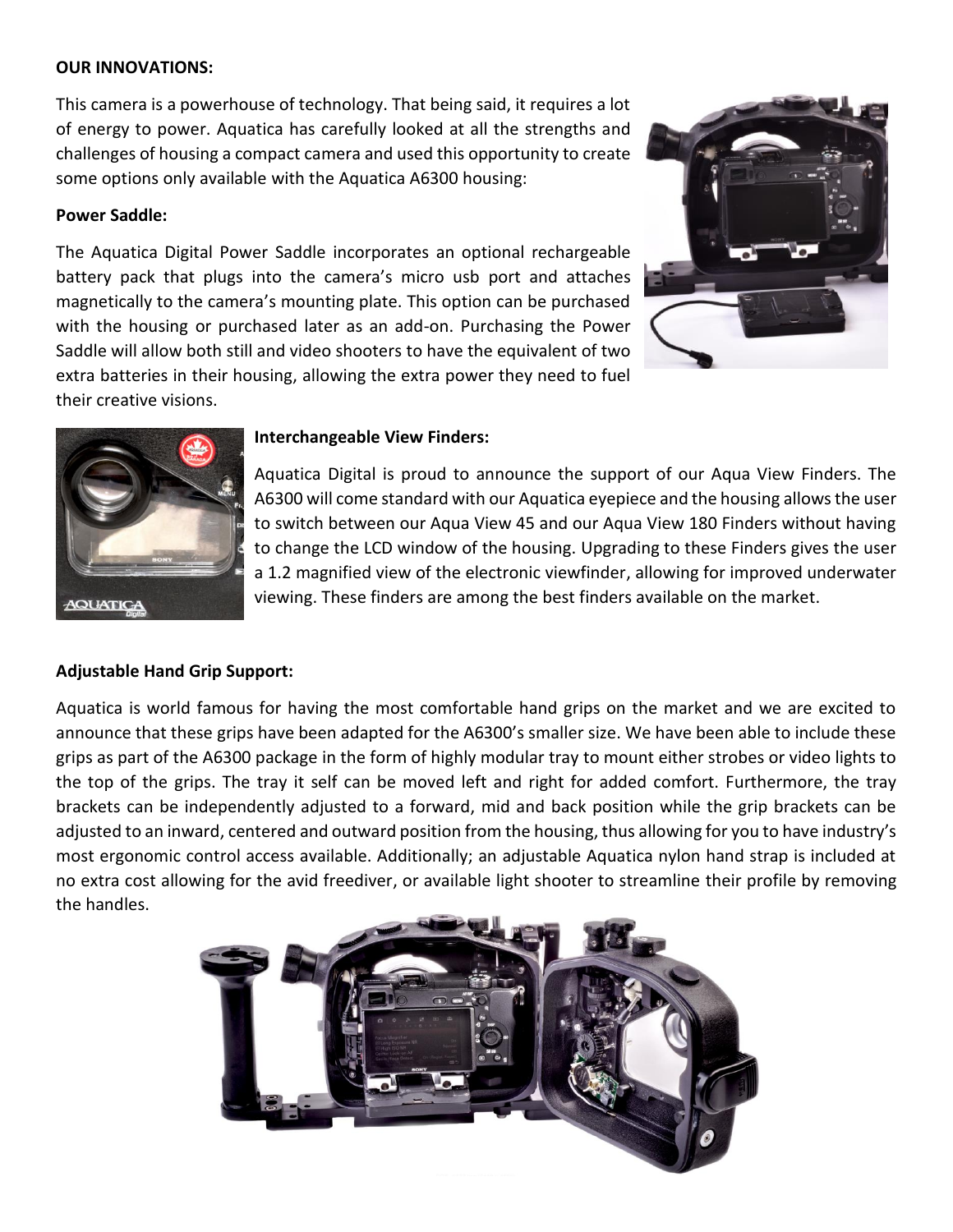**OUR INNOVATIONS:**

This camera is a powerhouse of technology. That being said, it requires a lot of energy to power. Aquatica has carefully looked at all the strengths and challenges of housing a compact camera and used this opportunity to create some options only available with the Aquatica A6300 housing:

**Power Saddle:**

The Aquatica Digital Power Saddle incorporates an optional rechargeable battery pack that plugs into the camera's micro usb port and attaches magnetically to the camera's mounting plate. This option can be purchased with the housing or purchased later as an add-on. Purchasing the Power Saddle will allow both still and video shooters to have the equivalent of two extra batteries in their housing, allowing the extra power they need to fuel their creative visions.

**Interchangeable View Finders:**

Aquatica Digital is proud to announce the support of our Aqua View Finders. The A6300 will come standard with our Aquatica eyepiece and the housing allows the user to switch between our Aqua View 45 and our Aqua View 180 Finders without having to change the LCD window of the housing. Upgrading to these Finders gives the user a 1.2 magnified view of the electronic viewfinder, allowing for improved underwater viewing. These finders are among the best finders available on the market.

**Adjustable Hand Grip Support:**

Aquatica is world famous for having the most comfortable hand grips on the market and we are excited to announce that these grips have been adapted for the A6300's smaller size. We have been able to include these grips as part of the A6300 package in the form of highly modular tray to mount either strobes or video lights to the top of the grips. The tray it self can be moved left and right for added comfort. Furthermore, the tray brackets can be independently adjusted to a forward, mid and back position while the grip brackets can be adjusted to an inward, centered and outward position from the housing, thus allowing for you to have industry's most ergonomic control access available. Additionally; an adjustable Aquatica nylon hand strap is included at no extra cost allowing for the avid freediver, or available light shooter to streamline their profile by removing the handles.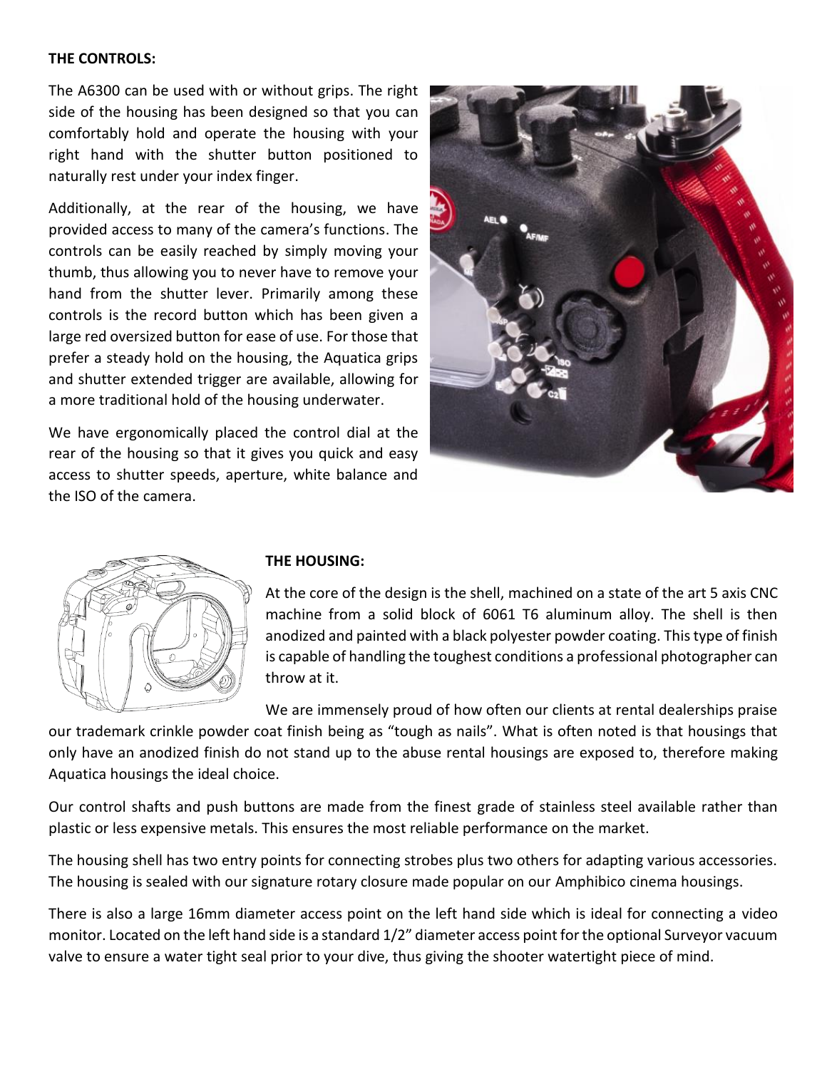**THE CONTROLS:**

The A6300 can be used with or without grips. The right side of the housing has been designed so that you can comfortably hold and operate the housing with your right hand with the shutter button positioned to naturally rest under your index finger.

Additionally, at the rear of the housing, we have provided access to many of the camera's functions. The controls can be easily reached by simply moving your thumb, thus allowing you to never have to remove your hand from the shutter lever. Primarily among these controls is the record button which has been given a large red oversized button for ease of use. For those that prefer a steady hold on the housing, the Aquatica grips and shutter extended trigger are available, allowing for a more traditional hold of the housing underwater.

We have ergonomically placed the control dial at the rear of the housing so that it gives you quick and easy access to shutter speeds, aperture, white balance and the ISO of the camera.

**THE HOUSING:**

At the core of the design is the shell, machined on a state of the art 5 axis CNC machine from a solid block of 6061 T6 aluminum alloy. The shell is then anodized and painted with a black polyester powder coating. This type of finish is capable of handling the toughest conditions a professional photographer can throw at it.

We are immensely proud of how often our clients at rental dealerships praise our trademark crinkle powder coat finish being as "tough as nails". What is often noted is that housings that only have an anodized finish do not stand up to the abuse rental housings are exposed to, therefore making Aquatica housings the ideal choice.

Our control shafts and push buttons are made from the finest grade of stainless steel available rather than plastic or less expensive metals. This ensures the most reliable performance on the market.

The housing shell has two entry points for connecting strobes plus two others for adapting various accessories. The housing is sealed with our signature rotary closure made popular on our Amphibico cinema housings.

There is also a large 16mm diameter access point on the left hand side which is ideal for connecting a video monitor. Located on the left hand side is a standard 1/2" diameter access point for the optional Surveyor vacuum valve to ensure a water tight seal prior to your dive, thus giving the shooter watertight piece of mind.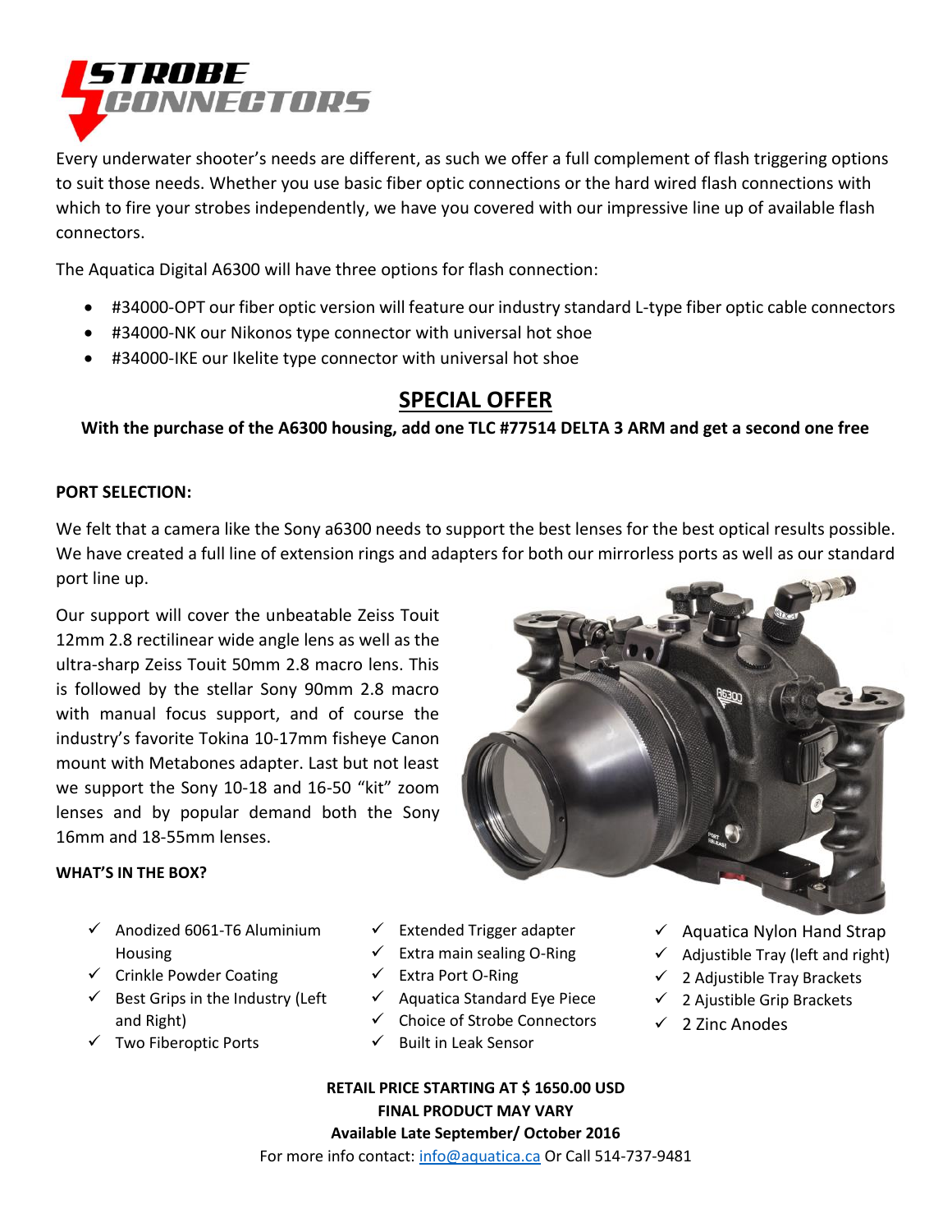# STROBE CONNECTORS

Every underwater shooter's needs are different, as such we offer a full complement of flash triggering options to suit those needs. Whether you use basic fiber optic connections or the hard wired flash connections with which to fire your strobes independently, we have you covered with our impressive line up of available flash connectors.

The Aquatica Digital A6300 will have three options for flash connection:

- #34000-OPT our fiber optic version will feature our industry standard L-type fiber optic cable connectors
- #34000-NK our Nikonos type connector with universal hot shoe
- #34000-IKE our Ikelite type connector with universal hot shoe

## SPECIAL OFFER

**With the purchase of the A6300 housing, add one TLC #77514 DELTA 3 ARM and get a second one free**

**PORT SELECTION:**

We felt that a camera like the Sony a6300 needs to support the best lenses for the best optical results possible. We have created a full line of extension rings and adapters for both our mirrorless ports as well as our standard port line up.

Our support will cover the unbeatable Zeiss Touit 12mm 2.8 rectilinear wide angle lens as well as the ultra-sharp Zeiss Touit 50mm 2.8 macro lens. This is followed by the stellar Sony 90mm 2.8 macro with manual focus support, and of course the industry's favorite Tokina 10-17mm fisheye Canon mount with Metabones adapter. Last but not least we support the Sony 10-18 and 16-50 "kit" zoom lenses and by popular demand both the Sony 16mm and 18-55mm lenses.

**WHAT'S IN THE BOX?**

- ✓ Anodized 6061-T6 Aluminium Housing
- ✓ Crinkle Powder Coating
- ✓ Best Grips in the Industry (Left and Right)
- ✓ Two Fiberoptic Ports
- ✓ Extended Trigger adapter
- ✓ Extra main sealing O-Ring
- ✓ Extra Port O-Ring
- ✓ Aquatica Standard Eye Piece
- ✓ Choice of Strobe Connectors
- ✓ Built in Leak Sensor
- ✓ Aquatica Nylon Hand Strap
- ✓ Adjustible Tray (left and right)
- ✓ 2 Adjustible Tray Brackets
- ✓ 2 Ajustible Grip Brackets
- ✓ 2 Zinc Anodes

**RETAIL PRICE STARTING AT $ 1650.00 USD**
**FINAL PRODUCT MAY VARY**
**Available Late September/ October 2016**
For more info contact: info@aquatica.ca Or Call 514-737-9481